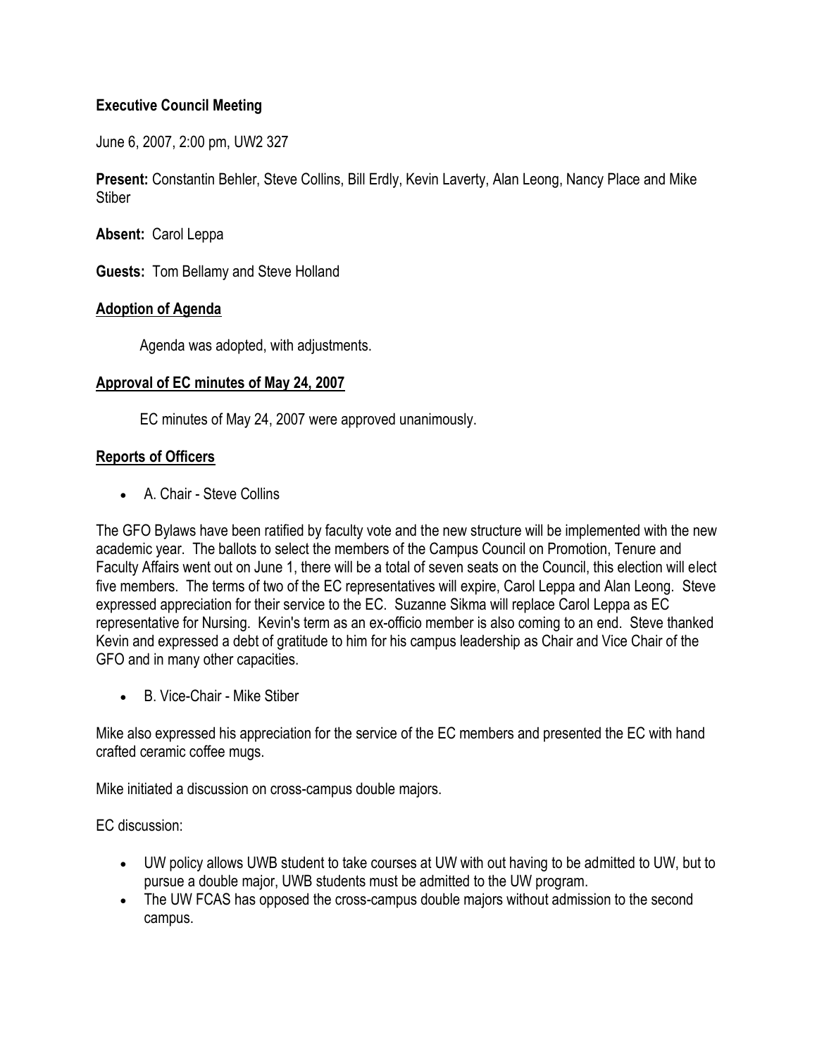**Executive Council Meeting**

June 6, 2007, 2:00 pm, UW2 327

**Present:** Constantin Behler, Steve Collins, Bill Erdly, Kevin Laverty, Alan Leong, Nancy Place and Mike Stiber

**Absent:** Carol Leppa

**Guests:** Tom Bellamy and Steve Holland

## Adoption of Agenda

Agenda was adopted, with adjustments.

## Approval of EC minutes of May 24, 2007

EC minutes of May 24, 2007 were approved unanimously.

## Reports of Officers

- A. Chair - Steve Collins

The GFO Bylaws have been ratified by faculty vote and the new structure will be implemented with the new academic year. The ballots to select the members of the Campus Council on Promotion, Tenure and Faculty Affairs went out on June 1, there will be a total of seven seats on the Council, this election will elect five members. The terms of two of the EC representatives will expire, Carol Leppa and Alan Leong. Steve expressed appreciation for their service to the EC. Suzanne Sikma will replace Carol Leppa as EC representative for Nursing. Kevin's term as an ex-officio member is also coming to an end. Steve thanked Kevin and expressed a debt of gratitude to him for his campus leadership as Chair and Vice Chair of the GFO and in many other capacities.

- B. Vice-Chair - Mike Stiber

Mike also expressed his appreciation for the service of the EC members and presented the EC with hand crafted ceramic coffee mugs.

Mike initiated a discussion on cross-campus double majors.

EC discussion:

- UW policy allows UWB student to take courses at UW with out having to be admitted to UW, but to pursue a double major, UWB students must be admitted to the UW program.
- The UW FCAS has opposed the cross-campus double majors without admission to the second campus.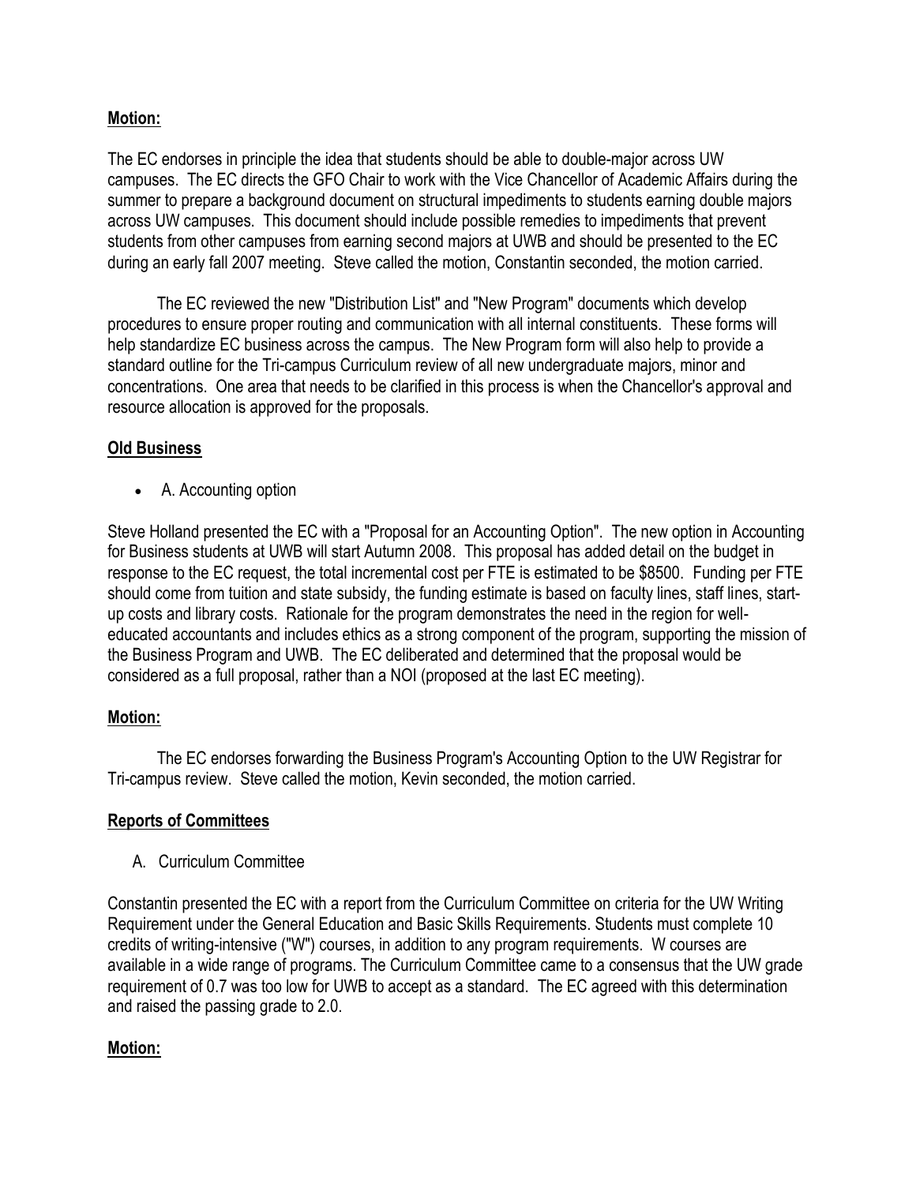**Motion:**

The EC endorses in principle the idea that students should be able to double-major across UW campuses. The EC directs the GFO Chair to work with the Vice Chancellor of Academic Affairs during the summer to prepare a background document on structural impediments to students earning double majors across UW campuses. This document should include possible remedies to impediments that prevent students from other campuses from earning second majors at UWB and should be presented to the EC during an early fall 2007 meeting. Steve called the motion, Constantin seconded, the motion carried.

The EC reviewed the new "Distribution List" and "New Program" documents which develop procedures to ensure proper routing and communication with all internal constituents. These forms will help standardize EC business across the campus. The New Program form will also help to provide a standard outline for the Tri-campus Curriculum review of all new undergraduate majors, minor and concentrations. One area that needs to be clarified in this process is when the Chancellor's approval and resource allocation is approved for the proposals.

**Old Business**

- A. Accounting option

Steve Holland presented the EC with a "Proposal for an Accounting Option". The new option in Accounting for Business students at UWB will start Autumn 2008. This proposal has added detail on the budget in response to the EC request, the total incremental cost per FTE is estimated to be $8500. Funding per FTE should come from tuition and state subsidy, the funding estimate is based on faculty lines, staff lines, start-up costs and library costs. Rationale for the program demonstrates the need in the region for well-educated accountants and includes ethics as a strong component of the program, supporting the mission of the Business Program and UWB. The EC deliberated and determined that the proposal would be considered as a full proposal, rather than a NOI (proposed at the last EC meeting).

**Motion:**

The EC endorses forwarding the Business Program's Accounting Option to the UW Registrar for Tri-campus review. Steve called the motion, Kevin seconded, the motion carried.

**Reports of Committees**

A. Curriculum Committee

Constantin presented the EC with a report from the Curriculum Committee on criteria for the UW Writing Requirement under the General Education and Basic Skills Requirements. Students must complete 10 credits of writing-intensive ("W") courses, in addition to any program requirements. W courses are available in a wide range of programs. The Curriculum Committee came to a consensus that the UW grade requirement of 0.7 was too low for UWB to accept as a standard. The EC agreed with this determination and raised the passing grade to 2.0.

**Motion:**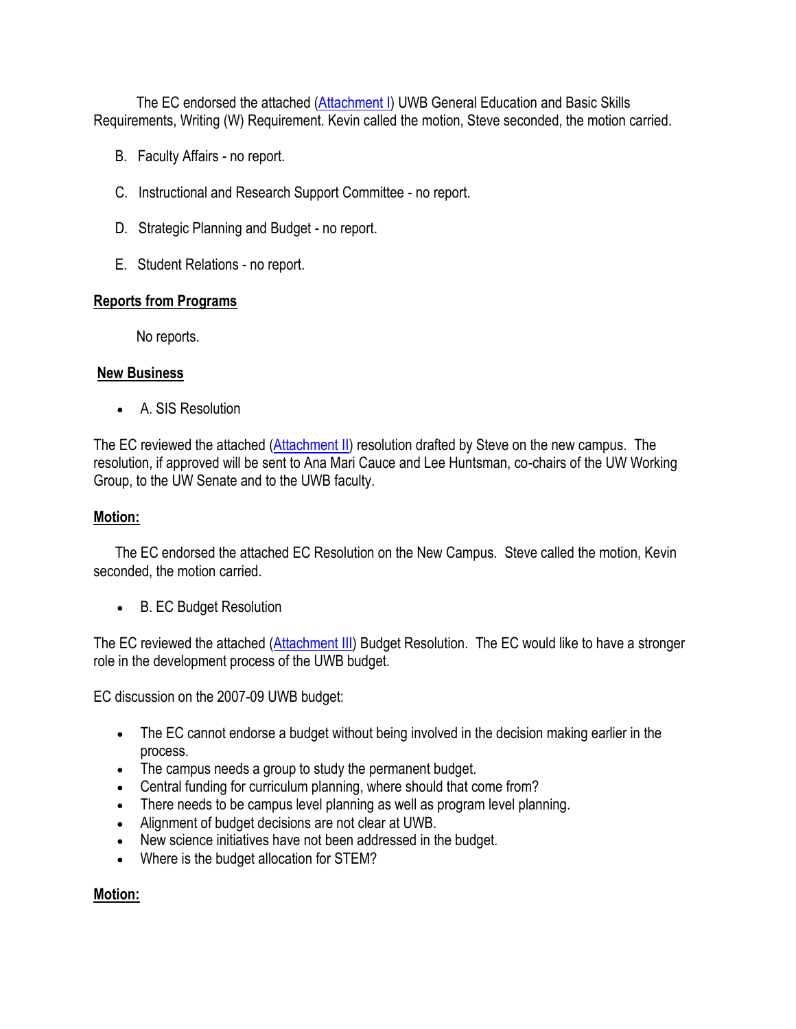The EC endorsed the attached (Attachment I) UWB General Education and Basic Skills Requirements, Writing (W) Requirement. Kevin called the motion, Steve seconded, the motion carried.

B. Faculty Affairs - no report.

C. Instructional and Research Support Committee - no report.

D. Strategic Planning and Budget - no report.

E. Student Relations - no report.

**Reports from Programs**

No reports.

**New Business**

- A. SIS Resolution

The EC reviewed the attached (Attachment II) resolution drafted by Steve on the new campus. The resolution, if approved will be sent to Ana Mari Cauce and Lee Huntsman, co-chairs of the UW Working Group, to the UW Senate and to the UWB faculty.

**Motion:**

The EC endorsed the attached EC Resolution on the New Campus. Steve called the motion, Kevin seconded, the motion carried.

- B. EC Budget Resolution

The EC reviewed the attached (Attachment III) Budget Resolution. The EC would like to have a stronger role in the development process of the UWB budget.

EC discussion on the 2007-09 UWB budget:

- The EC cannot endorse a budget without being involved in the decision making earlier in the process.
- The campus needs a group to study the permanent budget.
- Central funding for curriculum planning, where should that come from?
- There needs to be campus level planning as well as program level planning.
- Alignment of budget decisions are not clear at UWB.
- New science initiatives have not been addressed in the budget.
- Where is the budget allocation for STEM?

**Motion:**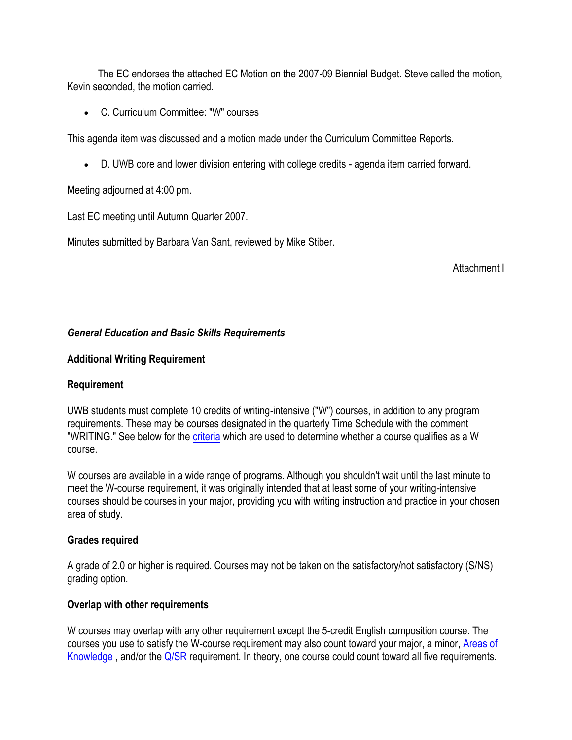The EC endorses the attached EC Motion on the 2007-09 Biennial Budget. Steve called the motion, Kevin seconded, the motion carried.

- C. Curriculum Committee: "W" courses

This agenda item was discussed and a motion made under the Curriculum Committee Reports.

- D. UWB core and lower division entering with college credits - agenda item carried forward.

Meeting adjourned at 4:00 pm.

Last EC meeting until Autumn Quarter 2007.

Minutes submitted by Barbara Van Sant, reviewed by Mike Stiber.

Attachment I

***General Education and Basic Skills Requirements***

**Additional Writing Requirement**

**Requirement**

UWB students must complete 10 credits of writing-intensive ("W") courses, in addition to any program requirements. These may be courses designated in the quarterly Time Schedule with the comment "WRITING." See below for the criteria which are used to determine whether a course qualifies as a W course.

W courses are available in a wide range of programs. Although you shouldn't wait until the last minute to meet the W-course requirement, it was originally intended that at least some of your writing-intensive courses should be courses in your major, providing you with writing instruction and practice in your chosen area of study.

**Grades required**

A grade of 2.0 or higher is required. Courses may not be taken on the satisfactory/not satisfactory (S/NS) grading option.

**Overlap with other requirements**

W courses may overlap with any other requirement except the 5-credit English composition course. The courses you use to satisfy the W-course requirement may also count toward your major, a minor, Areas of Knowledge , and/or the Q/SR requirement. In theory, one course could count toward all five requirements.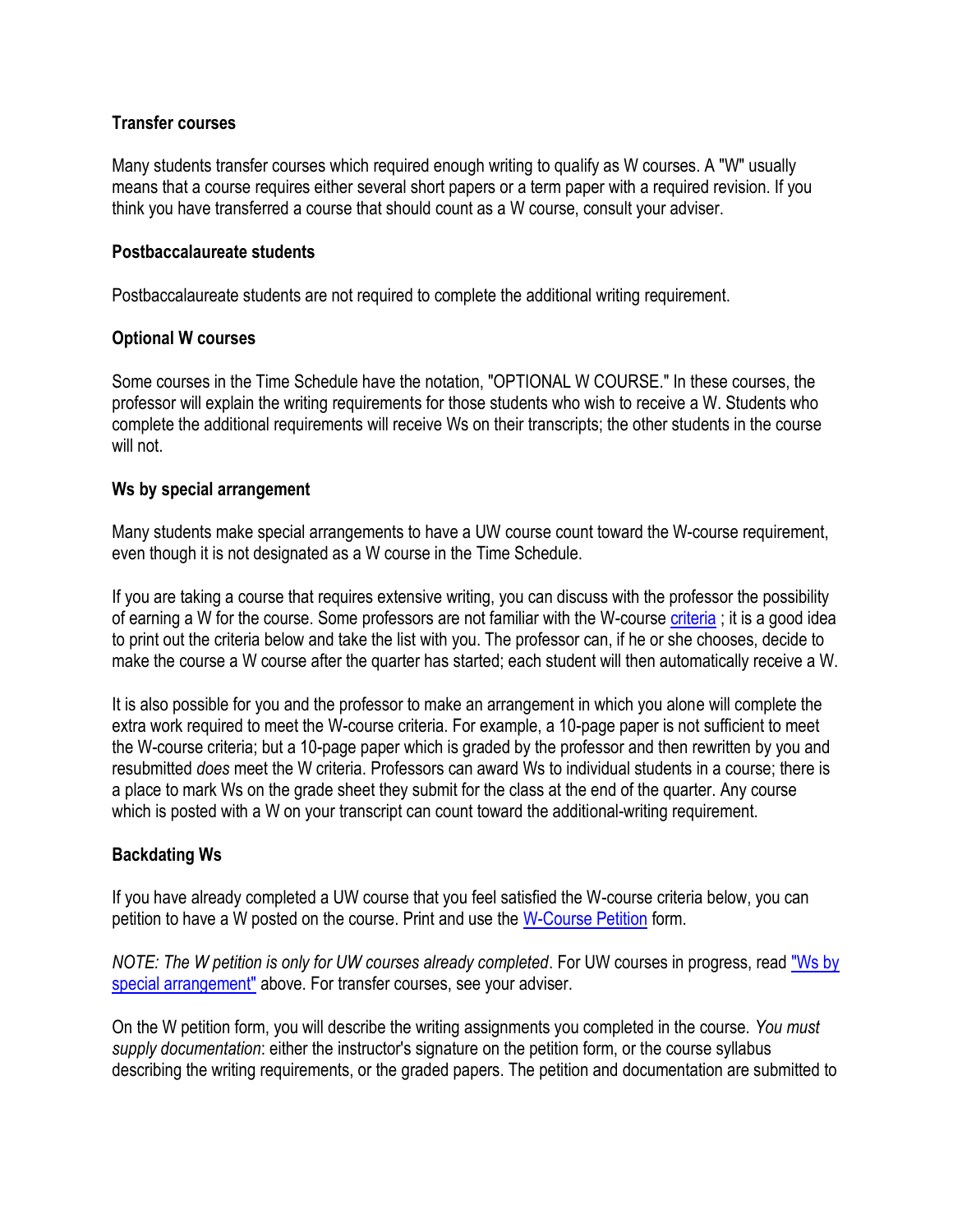### Transfer courses

Many students transfer courses which required enough writing to qualify as W courses. A "W" usually means that a course requires either several short papers or a term paper with a required revision. If you think you have transferred a course that should count as a W course, consult your adviser.

### Postbaccalaureate students

Postbaccalaureate students are not required to complete the additional writing requirement.

### Optional W courses

Some courses in the Time Schedule have the notation, "OPTIONAL W COURSE." In these courses, the professor will explain the writing requirements for those students who wish to receive a W. Students who complete the additional requirements will receive Ws on their transcripts; the other students in the course will not.

### Ws by special arrangement

Many students make special arrangements to have a UW course count toward the W-course requirement, even though it is not designated as a W course in the Time Schedule.

If you are taking a course that requires extensive writing, you can discuss with the professor the possibility of earning a W for the course. Some professors are not familiar with the W-course criteria ; it is a good idea to print out the criteria below and take the list with you. The professor can, if he or she chooses, decide to make the course a W course after the quarter has started; each student will then automatically receive a W.

It is also possible for you and the professor to make an arrangement in which you alone will complete the extra work required to meet the W-course criteria. For example, a 10-page paper is not sufficient to meet the W-course criteria; but a 10-page paper which is graded by the professor and then rewritten by you and resubmitted *does* meet the W criteria. Professors can award Ws to individual students in a course; there is a place to mark Ws on the grade sheet they submit for the class at the end of the quarter. Any course which is posted with a W on your transcript can count toward the additional-writing requirement.

### Backdating Ws

If you have already completed a UW course that you feel satisfied the W-course criteria below, you can petition to have a W posted on the course. Print and use the W-Course Petition form.

*NOTE: The W petition is only for UW courses already completed*. For UW courses in progress, read "Ws by special arrangement" above. For transfer courses, see your adviser.

On the W petition form, you will describe the writing assignments you completed in the course. *You must supply documentation*: either the instructor's signature on the petition form, or the course syllabus describing the writing requirements, or the graded papers. The petition and documentation are submitted to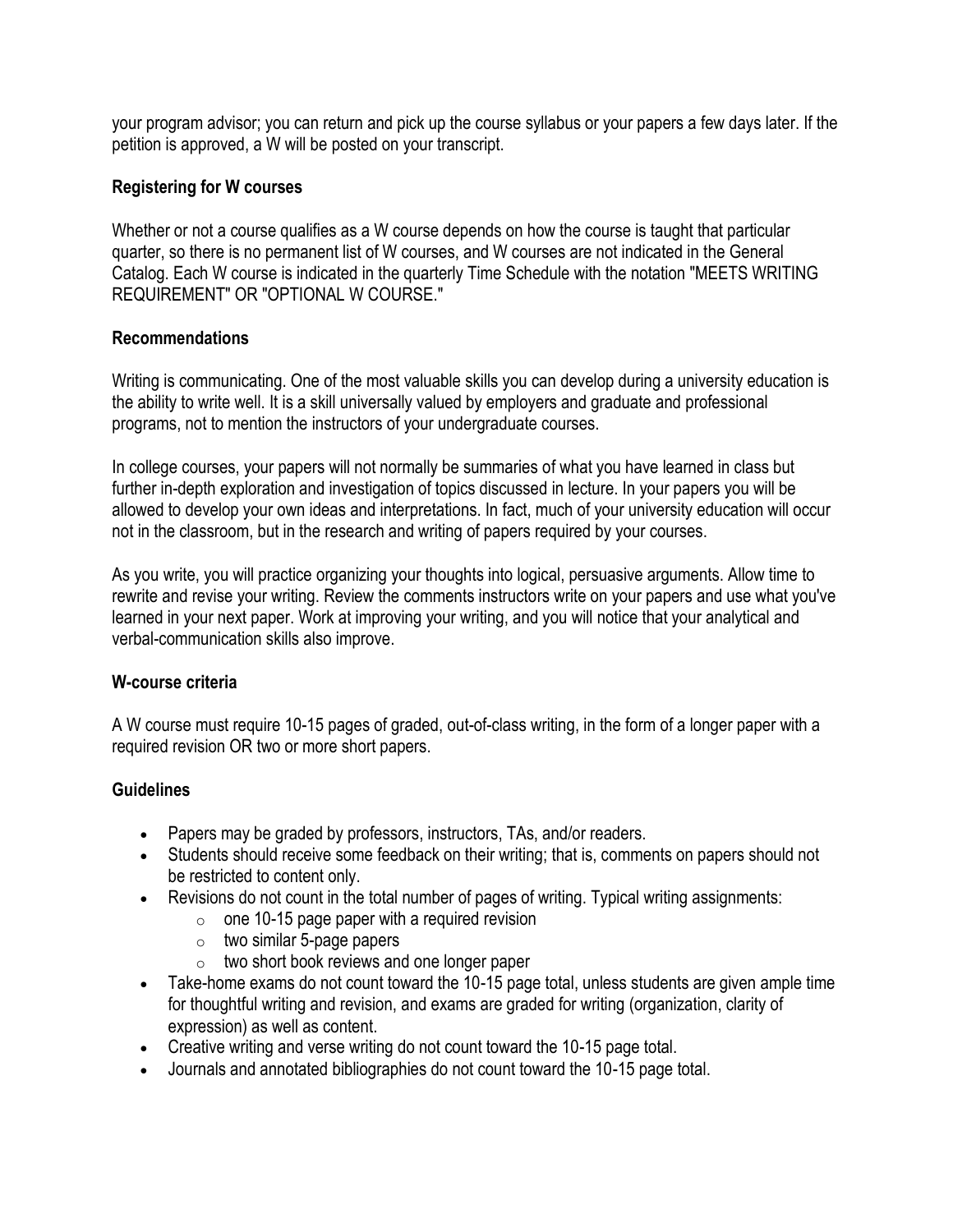your program advisor; you can return and pick up the course syllabus or your papers a few days later. If the petition is approved, a W will be posted on your transcript.

### Registering for W courses

Whether or not a course qualifies as a W course depends on how the course is taught that particular quarter, so there is no permanent list of W courses, and W courses are not indicated in the General Catalog. Each W course is indicated in the quarterly Time Schedule with the notation "MEETS WRITING REQUIREMENT" OR "OPTIONAL W COURSE."

### Recommendations

Writing is communicating. One of the most valuable skills you can develop during a university education is the ability to write well. It is a skill universally valued by employers and graduate and professional programs, not to mention the instructors of your undergraduate courses.

In college courses, your papers will not normally be summaries of what you have learned in class but further in-depth exploration and investigation of topics discussed in lecture. In your papers you will be allowed to develop your own ideas and interpretations. In fact, much of your university education will occur not in the classroom, but in the research and writing of papers required by your courses.

As you write, you will practice organizing your thoughts into logical, persuasive arguments. Allow time to rewrite and revise your writing. Review the comments instructors write on your papers and use what you've learned in your next paper. Work at improving your writing, and you will notice that your analytical and verbal-communication skills also improve.

### W-course criteria

A W course must require 10-15 pages of graded, out-of-class writing, in the form of a longer paper with a required revision OR two or more short papers.

### Guidelines

- Papers may be graded by professors, instructors, TAs, and/or readers.
- Students should receive some feedback on their writing; that is, comments on papers should not be restricted to content only.
- Revisions do not count in the total number of pages of writing. Typical writing assignments:
  - one 10-15 page paper with a required revision
  - two similar 5-page papers
  - two short book reviews and one longer paper
- Take-home exams do not count toward the 10-15 page total, unless students are given ample time for thoughtful writing and revision, and exams are graded for writing (organization, clarity of expression) as well as content.
- Creative writing and verse writing do not count toward the 10-15 page total.
- Journals and annotated bibliographies do not count toward the 10-15 page total.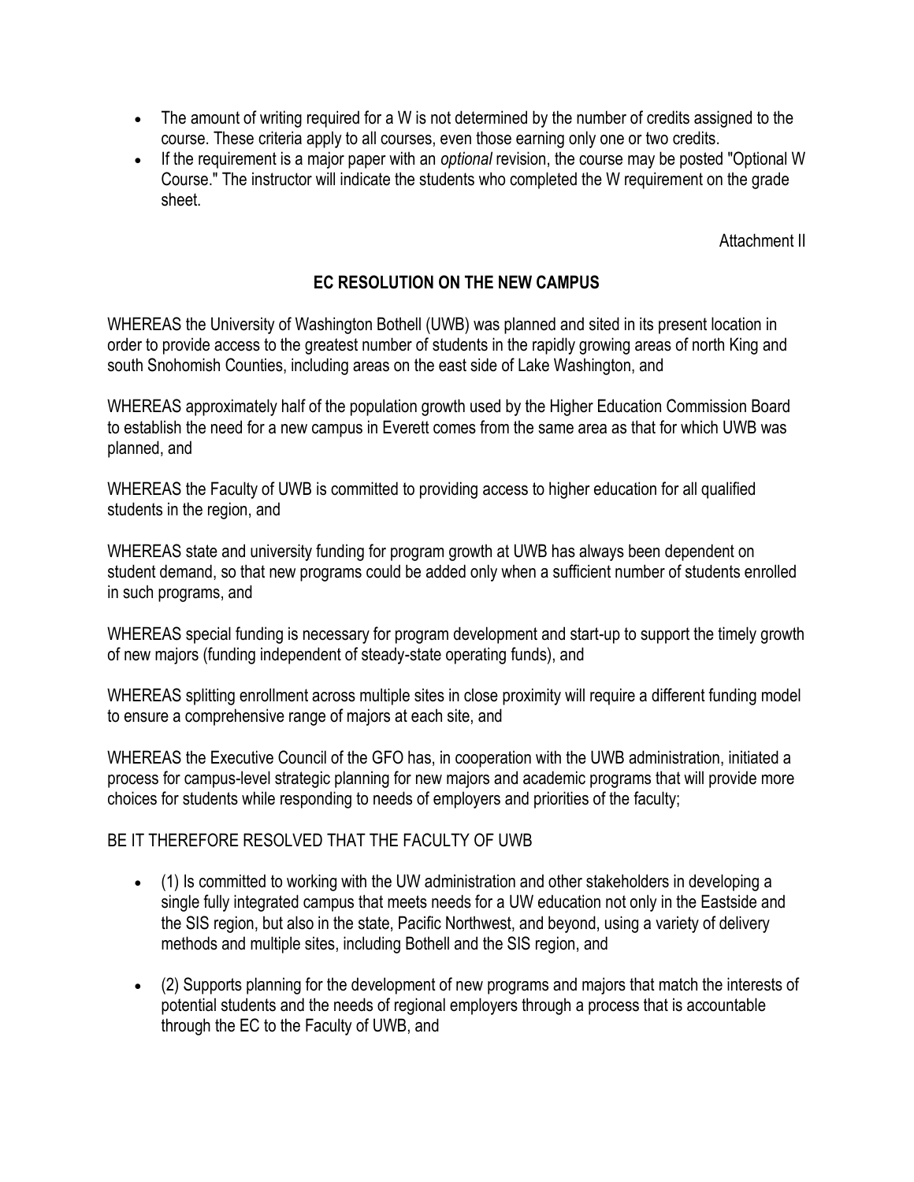- The amount of writing required for a W is not determined by the number of credits assigned to the course. These criteria apply to all courses, even those earning only one or two credits.
- If the requirement is a major paper with an *optional* revision, the course may be posted "Optional W Course." The instructor will indicate the students who completed the W requirement on the grade sheet.

Attachment II

## EC RESOLUTION ON THE NEW CAMPUS

WHEREAS the University of Washington Bothell (UWB) was planned and sited in its present location in order to provide access to the greatest number of students in the rapidly growing areas of north King and south Snohomish Counties, including areas on the east side of Lake Washington, and

WHEREAS approximately half of the population growth used by the Higher Education Commission Board to establish the need for a new campus in Everett comes from the same area as that for which UWB was planned, and

WHEREAS the Faculty of UWB is committed to providing access to higher education for all qualified students in the region, and

WHEREAS state and university funding for program growth at UWB has always been dependent on student demand, so that new programs could be added only when a sufficient number of students enrolled in such programs, and

WHEREAS special funding is necessary for program development and start-up to support the timely growth of new majors (funding independent of steady-state operating funds), and

WHEREAS splitting enrollment across multiple sites in close proximity will require a different funding model to ensure a comprehensive range of majors at each site, and

WHEREAS the Executive Council of the GFO has, in cooperation with the UWB administration, initiated a process for campus-level strategic planning for new majors and academic programs that will provide more choices for students while responding to needs of employers and priorities of the faculty;

BE IT THEREFORE RESOLVED THAT THE FACULTY OF UWB

- (1) Is committed to working with the UW administration and other stakeholders in developing a single fully integrated campus that meets needs for a UW education not only in the Eastside and the SIS region, but also in the state, Pacific Northwest, and beyond, using a variety of delivery methods and multiple sites, including Bothell and the SIS region, and
- (2) Supports planning for the development of new programs and majors that match the interests of potential students and the needs of regional employers through a process that is accountable through the EC to the Faculty of UWB, and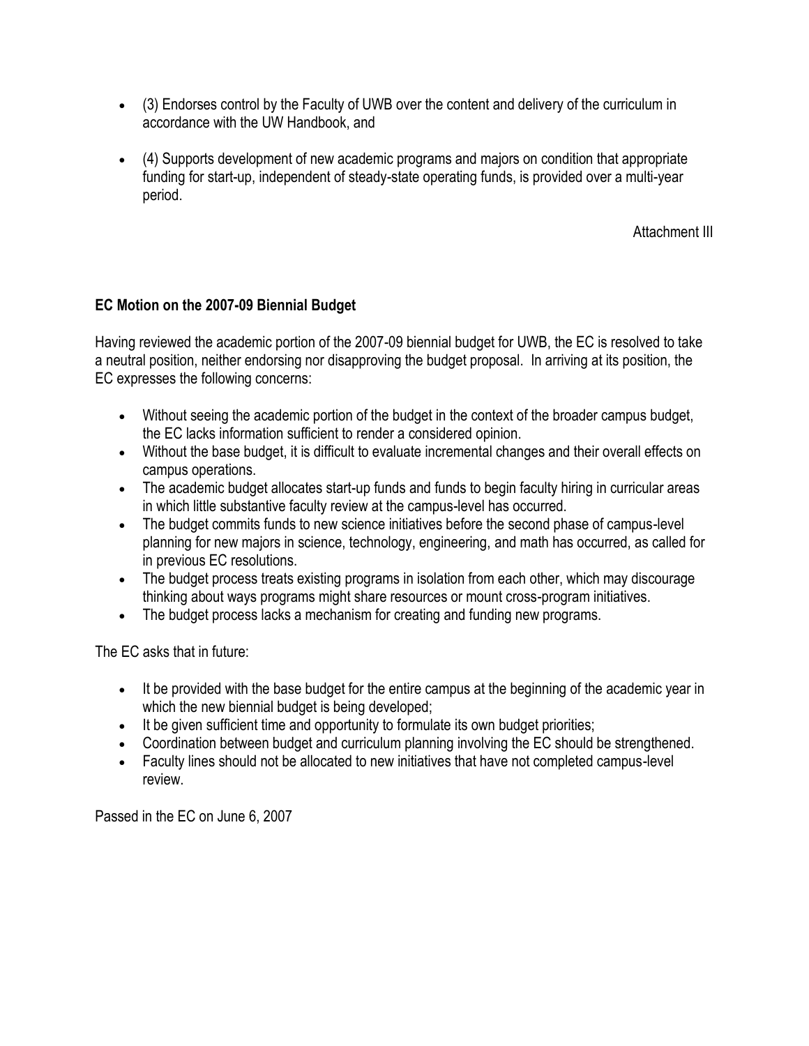- (3) Endorses control by the Faculty of UWB over the content and delivery of the curriculum in accordance with the UW Handbook, and

- (4) Supports development of new academic programs and majors on condition that appropriate funding for start-up, independent of steady-state operating funds, is provided over a multi-year period.

Attachment III

**EC Motion on the 2007-09 Biennial Budget**

Having reviewed the academic portion of the 2007-09 biennial budget for UWB, the EC is resolved to take a neutral position, neither endorsing nor disapproving the budget proposal. In arriving at its position, the EC expresses the following concerns:

- Without seeing the academic portion of the budget in the context of the broader campus budget, the EC lacks information sufficient to render a considered opinion.
- Without the base budget, it is difficult to evaluate incremental changes and their overall effects on campus operations.
- The academic budget allocates start-up funds and funds to begin faculty hiring in curricular areas in which little substantive faculty review at the campus-level has occurred.
- The budget commits funds to new science initiatives before the second phase of campus-level planning for new majors in science, technology, engineering, and math has occurred, as called for in previous EC resolutions.
- The budget process treats existing programs in isolation from each other, which may discourage thinking about ways programs might share resources or mount cross-program initiatives.
- The budget process lacks a mechanism for creating and funding new programs.

The EC asks that in future:

- It be provided with the base budget for the entire campus at the beginning of the academic year in which the new biennial budget is being developed;
- It be given sufficient time and opportunity to formulate its own budget priorities;
- Coordination between budget and curriculum planning involving the EC should be strengthened.
- Faculty lines should not be allocated to new initiatives that have not completed campus-level review.

Passed in the EC on June 6, 2007